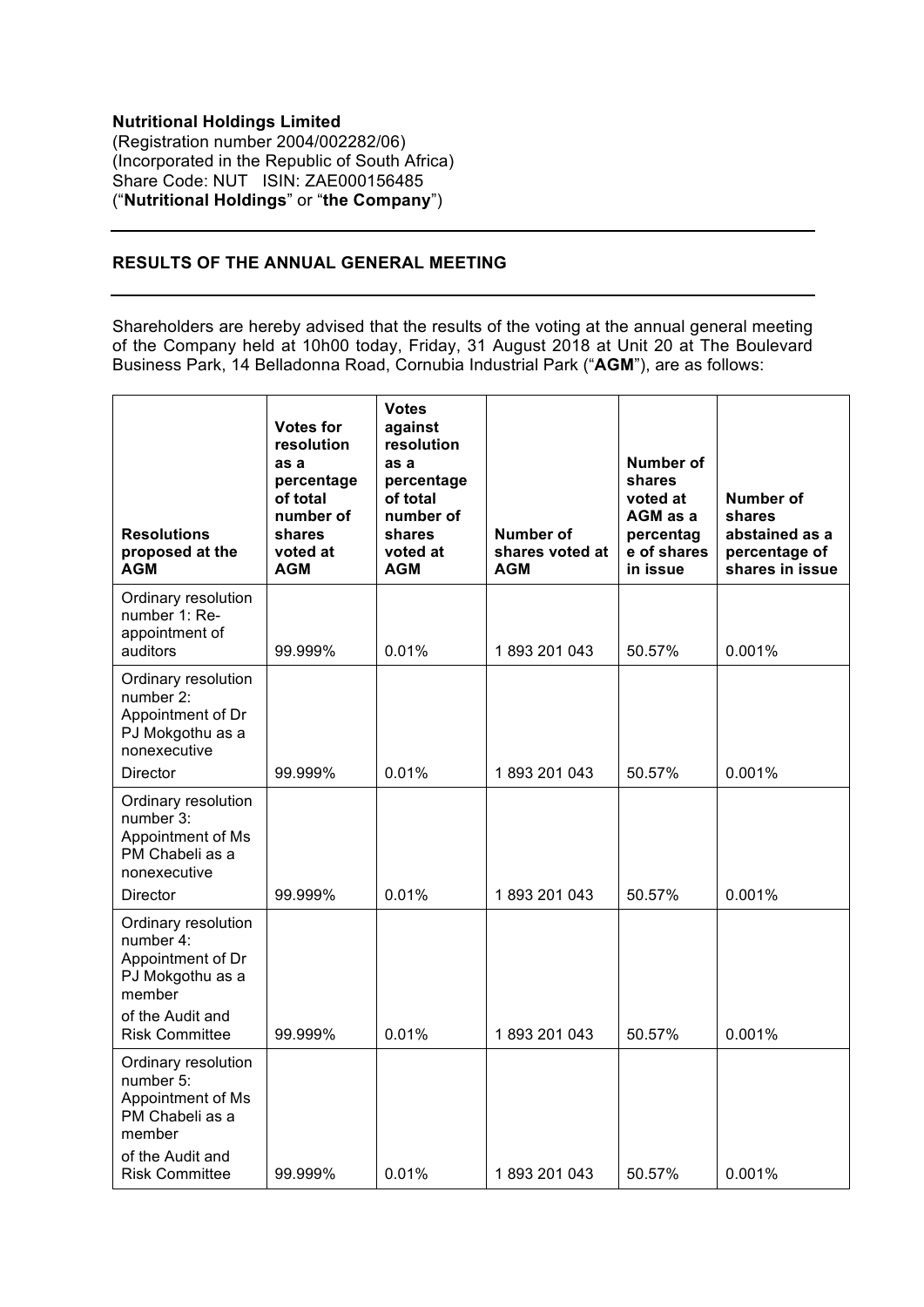**Nutritional Holdings Limited**
(Registration number 2004/002282/06)
(Incorporated in the Republic of South Africa)
Share Code: NUT ISIN: ZAE000156485
("**Nutritional Holdings**" or "**the Company**")

## RESULTS OF THE ANNUAL GENERAL MEETING

Shareholders are hereby advised that the results of the voting at the annual general meeting of the Company held at 10h00 today, Friday, 31 August 2018 at Unit 20 at The Boulevard Business Park, 14 Belladonna Road, Cornubia Industrial Park ("**AGM**"), are as follows:

| Resolutions proposed at the AGM | Votes for resolution as a percentage of total number of shares voted at AGM | Votes against resolution as a percentage of total number of shares voted at AGM | Number of shares voted at AGM | Number of shares voted at AGM as a percentag e of shares in issue | Number of shares abstained as a percentage of shares in issue |
|---|---|---|---|---|---|
| Ordinary resolution number 1: Re-appointment of auditors | 99.999% | 0.01% | 1 893 201 043 | 50.57% | 0.001% |
| Ordinary resolution number 2: Appointment of Dr PJ Mokgothu as a nonexecutive Director | 99.999% | 0.01% | 1 893 201 043 | 50.57% | 0.001% |
| Ordinary resolution number 3: Appointment of Ms PM Chabeli as a nonexecutive Director | 99.999% | 0.01% | 1 893 201 043 | 50.57% | 0.001% |
| Ordinary resolution number 4: Appointment of Dr PJ Mokgothu as a member of the Audit and Risk Committee | 99.999% | 0.01% | 1 893 201 043 | 50.57% | 0.001% |
| Ordinary resolution number 5: Appointment of Ms PM Chabeli as a member of the Audit and Risk Committee | 99.999% | 0.01% | 1 893 201 043 | 50.57% | 0.001% |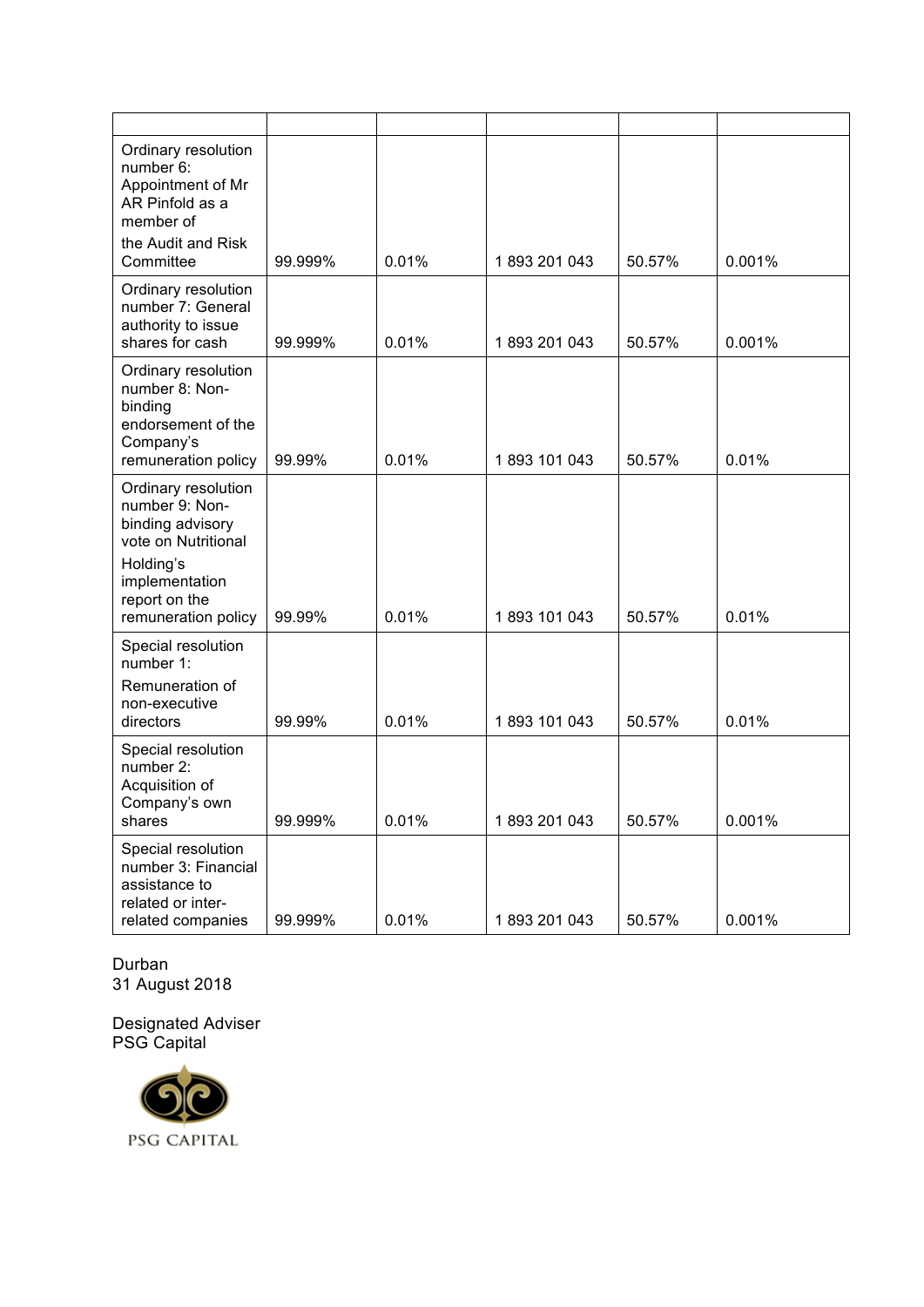| | | | | | |
|---|---|---|---|---|---|
| Ordinary resolution number 6: Appointment of Mr AR Pinfold as a member of the Audit and Risk Committee | 99.999% | 0.01% | 1 893 201 043 | 50.57% | 0.001% |
| Ordinary resolution number 7: General authority to issue shares for cash | 99.999% | 0.01% | 1 893 201 043 | 50.57% | 0.001% |
| Ordinary resolution number 8: Non-binding endorsement of the Company's remuneration policy | 99.99% | 0.01% | 1 893 101 043 | 50.57% | 0.01% |
| Ordinary resolution number 9: Non-binding advisory vote on Nutritional Holding's implementation report on the remuneration policy | 99.99% | 0.01% | 1 893 101 043 | 50.57% | 0.01% |
| Special resolution number 1: Remuneration of non-executive directors | 99.99% | 0.01% | 1 893 101 043 | 50.57% | 0.01% |
| Special resolution number 2: Acquisition of Company's own shares | 99.999% | 0.01% | 1 893 201 043 | 50.57% | 0.001% |
| Special resolution number 3: Financial assistance to related or inter-related companies | 99.999% | 0.01% | 1 893 201 043 | 50.57% | 0.001% |

Durban
31 August 2018

Designated Adviser
PSG Capital

PSG CAPITAL